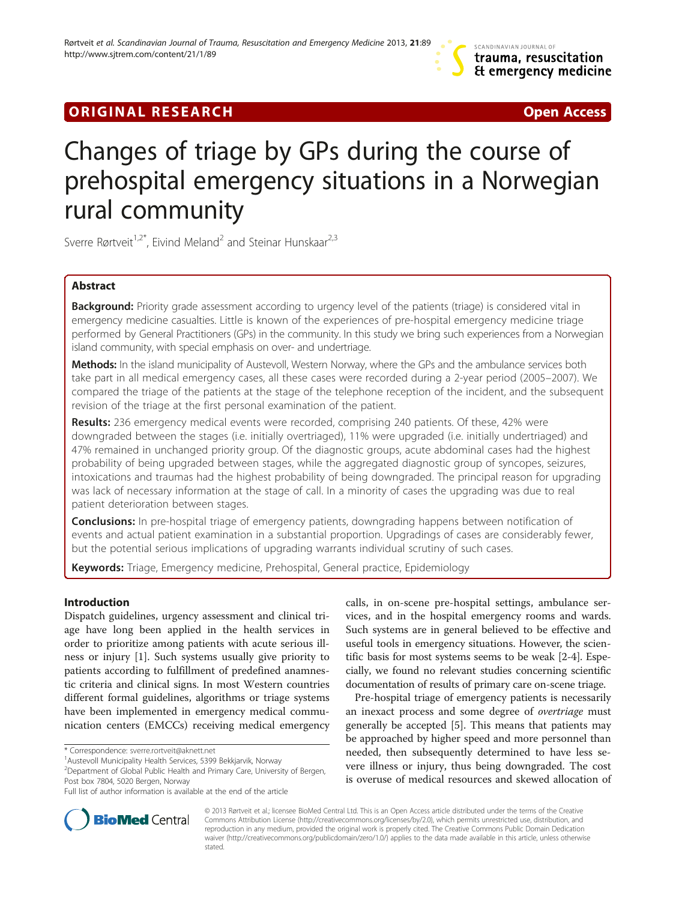ORIGINAL RESEARCH Open Access

# Changes of triage by GPs during the course of prehospital emergency situations in a Norwegian rural community

Sverre Rørtveit[1,2*], Eivind Meland[2] and Steinar Hunskaar[2,3]

## Abstract

**Background:** Priority grade assessment according to urgency level of the patients (triage) is considered vital in emergency medicine casualties. Little is known of the experiences of pre-hospital emergency medicine triage performed by General Practitioners (GPs) in the community. In this study we bring such experiences from a Norwegian island community, with special emphasis on over- and undertriage.

**Methods:** In the island municipality of Austevoll, Western Norway, where the GPs and the ambulance services both take part in all medical emergency cases, all these cases were recorded during a 2-year period (2005–2007). We compared the triage of the patients at the stage of the telephone reception of the incident, and the subsequent revision of the triage at the first personal examination of the patient.

**Results:** 236 emergency medical events were recorded, comprising 240 patients. Of these, 42% were downgraded between the stages (i.e. initially overtriaged), 11% were upgraded (i.e. initially undertriaged) and 47% remained in unchanged priority group. Of the diagnostic groups, acute abdominal cases had the highest probability of being upgraded between stages, while the aggregated diagnostic group of syncopes, seizures, intoxications and traumas had the highest probability of being downgraded. The principal reason for upgrading was lack of necessary information at the stage of call. In a minority of cases the upgrading was due to real patient deterioration between stages.

**Conclusions:** In pre-hospital triage of emergency patients, downgrading happens between notification of events and actual patient examination in a substantial proportion. Upgradings of cases are considerably fewer, but the potential serious implications of upgrading warrants individual scrutiny of such cases.

**Keywords:** Triage, Emergency medicine, Prehospital, General practice, Epidemiology

## Introduction

Dispatch guidelines, urgency assessment and clinical triage have long been applied in the health services in order to prioritize among patients with acute serious illness or injury [1]. Such systems usually give priority to patients according to fulfillment of predefined anamnestic criteria and clinical signs. In most Western countries different formal guidelines, algorithms or triage systems have been implemented in emergency medical communication centers (EMCCs) receiving medical emergency calls, in on-scene pre-hospital settings, ambulance services, and in the hospital emergency rooms and wards. Such systems are in general believed to be effective and useful tools in emergency situations. However, the scientific basis for most systems seems to be weak [2-4]. Especially, we found no relevant studies concerning scientific documentation of results of primary care on-scene triage.

Pre-hospital triage of emergency patients is necessarily an inexact process and some degree of *overtriage* must generally be accepted [5]. This means that patients may be approached by higher speed and more personnel than needed, then subsequently determined to have less severe illness or injury, thus being downgraded. The cost is overuse of medical resources and skewed allocation of

* Correspondence: sverre.rortveit@aknett.net
[1]Austevoll Municipality Health Services, 5399 Bekkjarvik, Norway
[2]Department of Global Public Health and Primary Care, University of Bergen, Post box 7804, 5020 Bergen, Norway
Full list of author information is available at the end of the article

© 2013 Rørtveit et al.; licensee BioMed Central Ltd. This is an Open Access article distributed under the terms of the Creative Commons Attribution License (http://creativecommons.org/licenses/by/2.0), which permits unrestricted use, distribution, and reproduction in any medium, provided the original work is properly cited. The Creative Commons Public Domain Dedication waiver (http://creativecommons.org/publicdomain/zero/1.0/) applies to the data made available in this article, unless otherwise stated.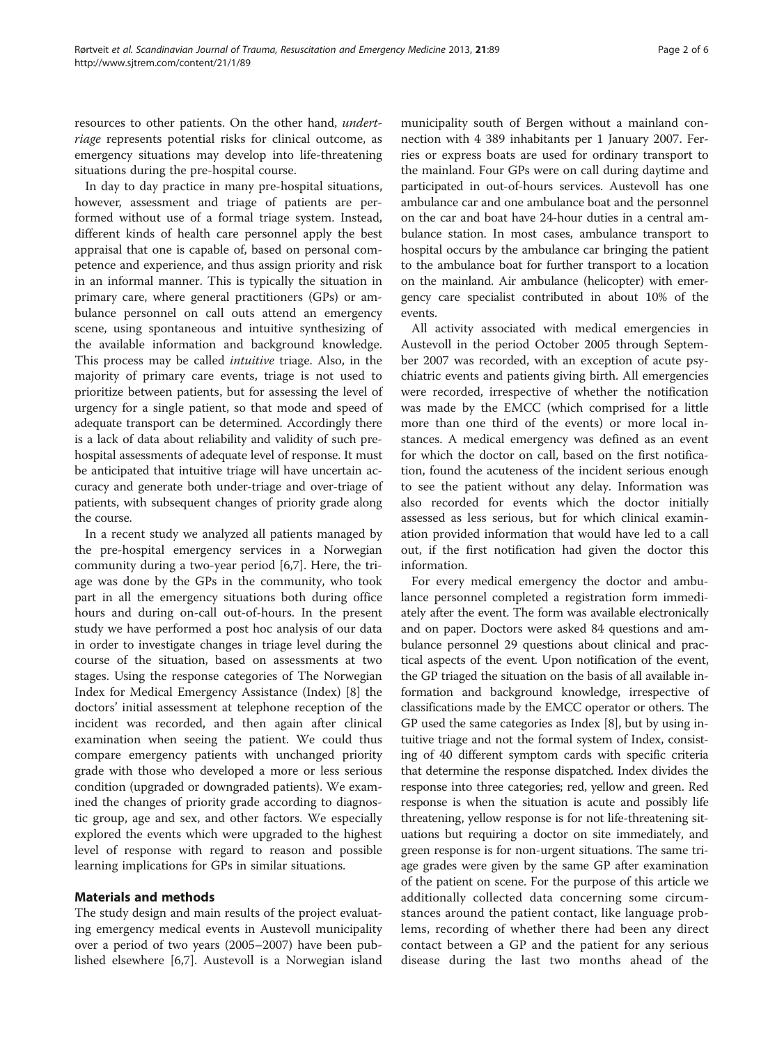resources to other patients. On the other hand, *undertriage* represents potential risks for clinical outcome, as emergency situations may develop into life-threatening situations during the pre-hospital course.

In day to day practice in many pre-hospital situations, however, assessment and triage of patients are performed without use of a formal triage system. Instead, different kinds of health care personnel apply the best appraisal that one is capable of, based on personal competence and experience, and thus assign priority and risk in an informal manner. This is typically the situation in primary care, where general practitioners (GPs) or ambulance personnel on call outs attend an emergency scene, using spontaneous and intuitive synthesizing of the available information and background knowledge. This process may be called *intuitive* triage. Also, in the majority of primary care events, triage is not used to prioritize between patients, but for assessing the level of urgency for a single patient, so that mode and speed of adequate transport can be determined. Accordingly there is a lack of data about reliability and validity of such pre-hospital assessments of adequate level of response. It must be anticipated that intuitive triage will have uncertain accuracy and generate both under-triage and over-triage of patients, with subsequent changes of priority grade along the course.

In a recent study we analyzed all patients managed by the pre-hospital emergency services in a Norwegian community during a two-year period [6,7]. Here, the triage was done by the GPs in the community, who took part in all the emergency situations both during office hours and during on-call out-of-hours. In the present study we have performed a post hoc analysis of our data in order to investigate changes in triage level during the course of the situation, based on assessments at two stages. Using the response categories of The Norwegian Index for Medical Emergency Assistance (Index) [8] the doctors' initial assessment at telephone reception of the incident was recorded, and then again after clinical examination when seeing the patient. We could thus compare emergency patients with unchanged priority grade with those who developed a more or less serious condition (upgraded or downgraded patients). We examined the changes of priority grade according to diagnostic group, age and sex, and other factors. We especially explored the events which were upgraded to the highest level of response with regard to reason and possible learning implications for GPs in similar situations.

## Materials and methods

The study design and main results of the project evaluating emergency medical events in Austevoll municipality over a period of two years (2005–2007) have been published elsewhere [6,7]. Austevoll is a Norwegian island municipality south of Bergen without a mainland connection with 4 389 inhabitants per 1 January 2007. Ferries or express boats are used for ordinary transport to the mainland. Four GPs were on call during daytime and participated in out-of-hours services. Austevoll has one ambulance car and one ambulance boat and the personnel on the car and boat have 24-hour duties in a central ambulance station. In most cases, ambulance transport to hospital occurs by the ambulance car bringing the patient to the ambulance boat for further transport to a location on the mainland. Air ambulance (helicopter) with emergency care specialist contributed in about 10% of the events.

All activity associated with medical emergencies in Austevoll in the period October 2005 through September 2007 was recorded, with an exception of acute psychiatric events and patients giving birth. All emergencies were recorded, irrespective of whether the notification was made by the EMCC (which comprised for a little more than one third of the events) or more local instances. A medical emergency was defined as an event for which the doctor on call, based on the first notification, found the acuteness of the incident serious enough to see the patient without any delay. Information was also recorded for events which the doctor initially assessed as less serious, but for which clinical examination provided information that would have led to a call out, if the first notification had given the doctor this information.

For every medical emergency the doctor and ambulance personnel completed a registration form immediately after the event. The form was available electronically and on paper. Doctors were asked 84 questions and ambulance personnel 29 questions about clinical and practical aspects of the event. Upon notification of the event, the GP triaged the situation on the basis of all available information and background knowledge, irrespective of classifications made by the EMCC operator or others. The GP used the same categories as Index [8], but by using intuitive triage and not the formal system of Index, consisting of 40 different symptom cards with specific criteria that determine the response dispatched. Index divides the response into three categories; red, yellow and green. Red response is when the situation is acute and possibly life threatening, yellow response is for not life-threatening situations but requiring a doctor on site immediately, and green response is for non-urgent situations. The same triage grades were given by the same GP after examination of the patient on scene. For the purpose of this article we additionally collected data concerning some circumstances around the patient contact, like language problems, recording of whether there had been any direct contact between a GP and the patient for any serious disease during the last two months ahead of the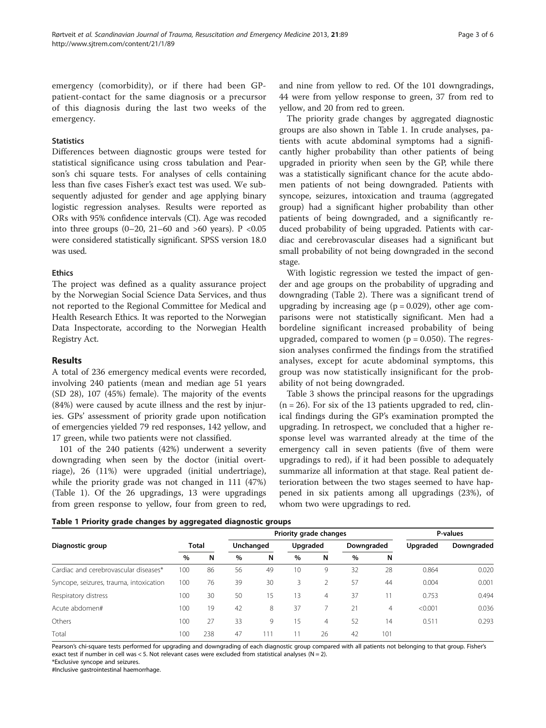emergency (comorbidity), or if there had been GP-patient-contact for the same diagnosis or a precursor of this diagnosis during the last two weeks of the emergency.

### Statistics

Differences between diagnostic groups were tested for statistical significance using cross tabulation and Pearson's chi square tests. For analyses of cells containing less than five cases Fisher's exact test was used. We subsequently adjusted for gender and age applying binary logistic regression analyses. Results were reported as ORs with 95% confidence intervals (CI). Age was recoded into three groups (0–20, 21–60 and >60 years). P <0.05 were considered statistically significant. SPSS version 18.0 was used.

### Ethics

The project was defined as a quality assurance project by the Norwegian Social Science Data Services, and thus not reported to the Regional Committee for Medical and Health Research Ethics. It was reported to the Norwegian Data Inspectorate, according to the Norwegian Health Registry Act.

## Results

A total of 236 emergency medical events were recorded, involving 240 patients (mean and median age 51 years (SD 28), 107 (45%) female). The majority of the events (84%) were caused by acute illness and the rest by injuries. GPs' assessment of priority grade upon notification of emergencies yielded 79 red responses, 142 yellow, and 17 green, while two patients were not classified.

101 of the 240 patients (42%) underwent a severity downgrading when seen by the doctor (initial overtriage), 26 (11%) were upgraded (initial undertriage), while the priority grade was not changed in 111 (47%) (Table 1). Of the 26 upgradings, 13 were upgradings from green response to yellow, four from green to red, and nine from yellow to red. Of the 101 downgradings, 44 were from yellow response to green, 37 from red to yellow, and 20 from red to green.

The priority grade changes by aggregated diagnostic groups are also shown in Table 1. In crude analyses, patients with acute abdominal symptoms had a significantly higher probability than other patients of being upgraded in priority when seen by the GP, while there was a statistically significant chance for the acute abdomen patients of not being downgraded. Patients with syncope, seizures, intoxication and trauma (aggregated group) had a significant higher probability than other patients of being downgraded, and a significantly reduced probability of being upgraded. Patients with cardiac and cerebrovascular diseases had a significant but small probability of not being downgraded in the second stage.

With logistic regression we tested the impact of gender and age groups on the probability of upgrading and downgrading (Table 2). There was a significant trend of upgrading by increasing age (p = 0.029), other age comparisons were not statistically significant. Men had a borderline significant increased probability of being upgraded, compared to women (p = 0.050). The regression analyses confirmed the findings from the stratified analyses, except for acute abdominal symptoms, this group was now statistically insignificant for the probability of not being downgraded.

Table 3 shows the principal reasons for the upgradings (n = 26). For six of the 13 patients upgraded to red, clinical findings during the GP's examination prompted the upgrading. In retrospect, we concluded that a higher response level was warranted already at the time of the emergency call in seven patients (five of them were upgradings to red), if it had been possible to adequately summarize all information at that stage. Real patient deterioration between the two stages seemed to have happened in six patients among all upgradings (23%), of whom two were upgradings to red.

**Table 1 Priority grade changes by aggregated diagnostic groups**

| Diagnostic group | Total | | Priority grade changes | | | | | | P-values | |
|---|---|---|---|---|---|---|---|---|---|---|
| | | | Unchanged | | Upgraded | | Downgraded | | Upgraded | Downgraded |
| | % | N | % | N | % | N | % | N | | |
| Cardiac and cerebrovascular diseases* | 100 | 86 | 56 | 49 | 10 | 9 | 32 | 28 | 0.864 | 0.020 |
| Syncope, seizures, trauma, intoxication | 100 | 76 | 39 | 30 | 3 | 2 | 57 | 44 | 0.004 | 0.001 |
| Respiratory distress | 100 | 30 | 50 | 15 | 13 | 4 | 37 | 11 | 0.753 | 0.494 |
| Acute abdomen# | 100 | 19 | 42 | 8 | 37 | 7 | 21 | 4 | <0.001 | 0.036 |
| Others | 100 | 27 | 33 | 9 | 15 | 4 | 52 | 14 | 0.511 | 0.293 |
| Total | 100 | 238 | 47 | 111 | 11 | 26 | 42 | 101 | | |

Pearson's chi-square tests performed for upgrading and downgrading of each diagnostic group compared with all patients not belonging to that group. Fisher's exact test if number in cell was < 5. Not relevant cases were excluded from statistical analyses (N = 2).
*Exclusive syncope and seizures.
#Inclusive gastrointestinal haemorrhage.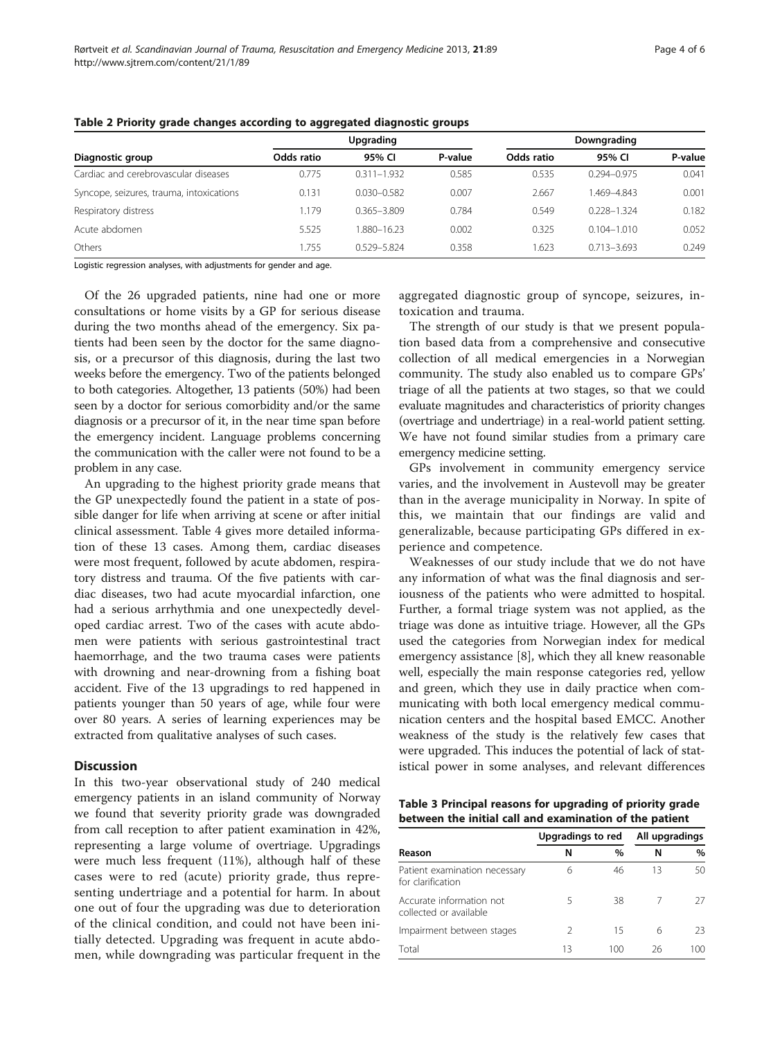**Table 2 Priority grade changes according to aggregated diagnostic groups**

| Diagnostic group | Upgrading | | | Downgrading | | |
|---|---|---|---|---|---|---|
| | Odds ratio | 95% CI | P-value | Odds ratio | 95% CI | P-value |
| Cardiac and cerebrovascular diseases | 0.775 | 0.311–1.932 | 0.585 | 0.535 | 0.294–0.975 | 0.041 |
| Syncope, seizures, trauma, intoxications | 0.131 | 0.030–0.582 | 0.007 | 2.667 | 1.469–4.843 | 0.001 |
| Respiratory distress | 1.179 | 0.365–3.809 | 0.784 | 0.549 | 0.228–1.324 | 0.182 |
| Acute abdomen | 5.525 | 1.880–16.23 | 0.002 | 0.325 | 0.104–1.010 | 0.052 |
| Others | 1.755 | 0.529–5.824 | 0.358 | 1.623 | 0.713–3.693 | 0.249 |

Logistic regression analyses, with adjustments for gender and age.

Of the 26 upgraded patients, nine had one or more consultations or home visits by a GP for serious disease during the two months ahead of the emergency. Six patients had been seen by the doctor for the same diagnosis, or a precursor of this diagnosis, during the last two weeks before the emergency. Two of the patients belonged to both categories. Altogether, 13 patients (50%) had been seen by a doctor for serious comorbidity and/or the same diagnosis or a precursor of it, in the near time span before the emergency incident. Language problems concerning the communication with the caller were not found to be a problem in any case.

An upgrading to the highest priority grade means that the GP unexpectedly found the patient in a state of possible danger for life when arriving at scene or after initial clinical assessment. Table 4 gives more detailed information of these 13 cases. Among them, cardiac diseases were most frequent, followed by acute abdomen, respiratory distress and trauma. Of the five patients with cardiac diseases, two had acute myocardial infarction, one had a serious arrhythmia and one unexpectedly developed cardiac arrest. Two of the cases with acute abdomen were patients with serious gastrointestinal tract haemorrhage, and the two trauma cases were patients with drowning and near-drowning from a fishing boat accident. Five of the 13 upgradings to red happened in patients younger than 50 years of age, while four were over 80 years. A series of learning experiences may be extracted from qualitative analyses of such cases.

## Discussion

In this two-year observational study of 240 medical emergency patients in an island community of Norway we found that severity priority grade was downgraded from call reception to after patient examination in 42%, representing a large volume of overtriage. Upgradings were much less frequent (11%), although half of these cases were to red (acute) priority grade, thus representing undertriage and a potential for harm. In about one out of four the upgrading was due to deterioration of the clinical condition, and could not have been initially detected. Upgrading was frequent in acute abdomen, while downgrading was particular frequent in the aggregated diagnostic group of syncope, seizures, intoxication and trauma.

The strength of our study is that we present population based data from a comprehensive and consecutive collection of all medical emergencies in a Norwegian community. The study also enabled us to compare GPs' triage of all the patients at two stages, so that we could evaluate magnitudes and characteristics of priority changes (overtriage and undertriage) in a real-world patient setting. We have not found similar studies from a primary care emergency medicine setting.

GPs involvement in community emergency service varies, and the involvement in Austevoll may be greater than in the average municipality in Norway. In spite of this, we maintain that our findings are valid and generalizable, because participating GPs differed in experience and competence.

Weaknesses of our study include that we do not have any information of what was the final diagnosis and seriousness of the patients who were admitted to hospital. Further, a formal triage system was not applied, as the triage was done as intuitive triage. However, all the GPs used the categories from Norwegian index for medical emergency assistance [8], which they all knew reasonable well, especially the main response categories red, yellow and green, which they use in daily practice when communicating with both local emergency medical communication centers and the hospital based EMCC. Another weakness of the study is the relatively few cases that were upgraded. This induces the potential of lack of statistical power in some analyses, and relevant differences

**Table 3 Principal reasons for upgrading of priority grade between the initial call and examination of the patient**

| Reason | Upgradings to red | | All upgradings | |
|---|---|---|---|---|
| | N | % | N | % |
| Patient examination necessary for clarification | 6 | 46 | 13 | 50 |
| Accurate information not collected or available | 5 | 38 | 7 | 27 |
| Impairment between stages | 2 | 15 | 6 | 23 |
| Total | 13 | 100 | 26 | 100 |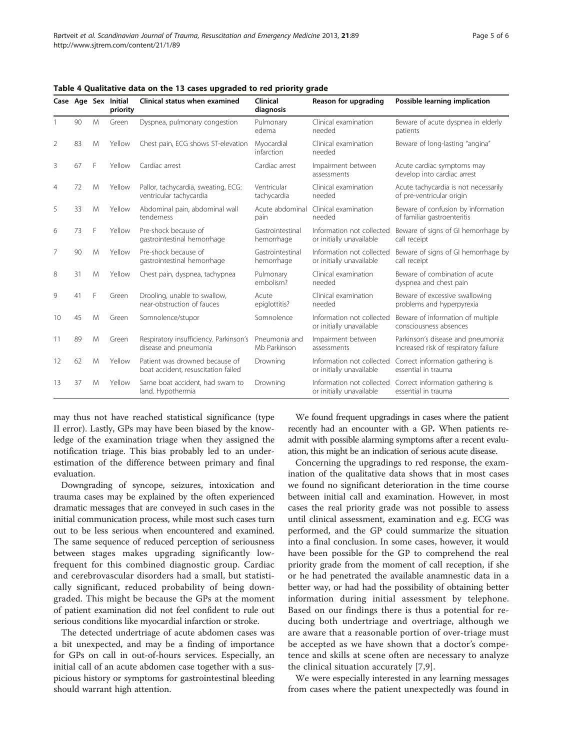**Table 4 Qualitative data on the 13 cases upgraded to red priority grade**

| Case | Age | Sex | Initial priority | Clinical status when examined | Clinical diagnosis | Reason for upgrading | Possible learning implication |
|---|---|---|---|---|---|---|---|
| 1 | 90 | M | Green | Dyspnea, pulmonary congestion | Pulmonary edema | Clinical examination needed | Beware of acute dyspnea in elderly patients |
| 2 | 83 | M | Yellow | Chest pain, ECG shows ST-elevation | Myocardial infarction | Clinical examination needed | Beware of long-lasting "angina" |
| 3 | 67 | F | Yellow | Cardiac arrest | Cardiac arrest | Impairment between assessments | Acute cardiac symptoms may develop into cardiac arrest |
| 4 | 72 | M | Yellow | Pallor, tachycardia, sweating, ECG: ventricular tachycardia | Ventricular tachycardia | Clinical examination needed | Acute tachycardia is not necessarily of pre-ventricular origin |
| 5 | 33 | M | Yellow | Abdominal pain, abdominal wall tenderness | Acute abdominal pain | Clinical examination needed | Beware of confusion by information of familiar gastroenteritis |
| 6 | 73 | F | Yellow | Pre-shock because of gastrointestinal hemorrhage | Gastrointestinal hemorrhage | Information not collected or initially unavailable | Beware of signs of GI hemorrhage by call receipt |
| 7 | 90 | M | Yellow | Pre-shock because of gastrointestinal hemorrhage | Gastrointestinal hemorrhage | Information not collected or initially unavailable | Beware of signs of GI hemorrhage by call receipt |
| 8 | 31 | M | Yellow | Chest pain, dyspnea, tachypnea | Pulmonary embolism? | Clinical examination needed | Beware of combination of acute dyspnea and chest pain |
| 9 | 41 | F | Green | Drooling, unable to swallow, near-obstruction of fauces | Acute epiglottitis? | Clinical examination needed | Beware of excessive swallowing problems and hyperpyrexia |
| 10 | 45 | M | Green | Somnolence/stupor | Somnolence | Information not collected or initially unavailable | Beware of information of multiple consciousness absences |
| 11 | 89 | M | Green | Respiratory insufficiency. Parkinson's disease and pneumonia | Pneumonia and Mb Parkinson | Impairment between assessments | Parkinson's disease and pneumonia: Increased risk of respiratory failure |
| 12 | 62 | M | Yellow | Patient was drowned because of boat accident, resuscitation failed | Drowning | Information not collected or initially unavailable | Correct information gathering is essential in trauma |
| 13 | 37 | M | Yellow | Same boat accident, had swam to land. Hypothermia | Drowning | Information not collected or initially unavailable | Correct information gathering is essential in trauma |

may thus not have reached statistical significance (type II error). Lastly, GPs may have been biased by the knowledge of the examination triage when they assigned the notification triage. This bias probably led to an underestimation of the difference between primary and final evaluation.

Downgrading of syncope, seizures, intoxication and trauma cases may be explained by the often experienced dramatic messages that are conveyed in such cases in the initial communication process, while most such cases turn out to be less serious when encountered and examined. The same sequence of reduced perception of seriousness between stages makes upgrading significantly low-frequent for this combined diagnostic group. Cardiac and cerebrovascular disorders had a small, but statistically significant, reduced probability of being downgraded. This might be because the GPs at the moment of patient examination did not feel confident to rule out serious conditions like myocardial infarction or stroke.

The detected undertriage of acute abdomen cases was a bit unexpected, and may be a finding of importance for GPs on call in out-of-hours services. Especially, an initial call of an acute abdomen case together with a suspicious history or symptoms for gastrointestinal bleeding should warrant high attention.

We found frequent upgradings in cases where the patient recently had an encounter with a GP**.** When patients readmit with possible alarming symptoms after a recent evaluation, this might be an indication of serious acute disease.

Concerning the upgradings to red response, the examination of the qualitative data shows that in most cases we found no significant deterioration in the time course between initial call and examination. However, in most cases the real priority grade was not possible to assess until clinical assessment, examination and e.g. ECG was performed, and the GP could summarize the situation into a final conclusion. In some cases, however, it would have been possible for the GP to comprehend the real priority grade from the moment of call reception, if she or he had penetrated the available anamnestic data in a better way, or had had the possibility of obtaining better information during initial assessment by telephone. Based on our findings there is thus a potential for reducing both undertriage and overtriage, although we are aware that a reasonable portion of over-triage must be accepted as we have shown that a doctor's competence and skills at scene often are necessary to analyze the clinical situation accurately [7,9].

We were especially interested in any learning messages from cases where the patient unexpectedly was found in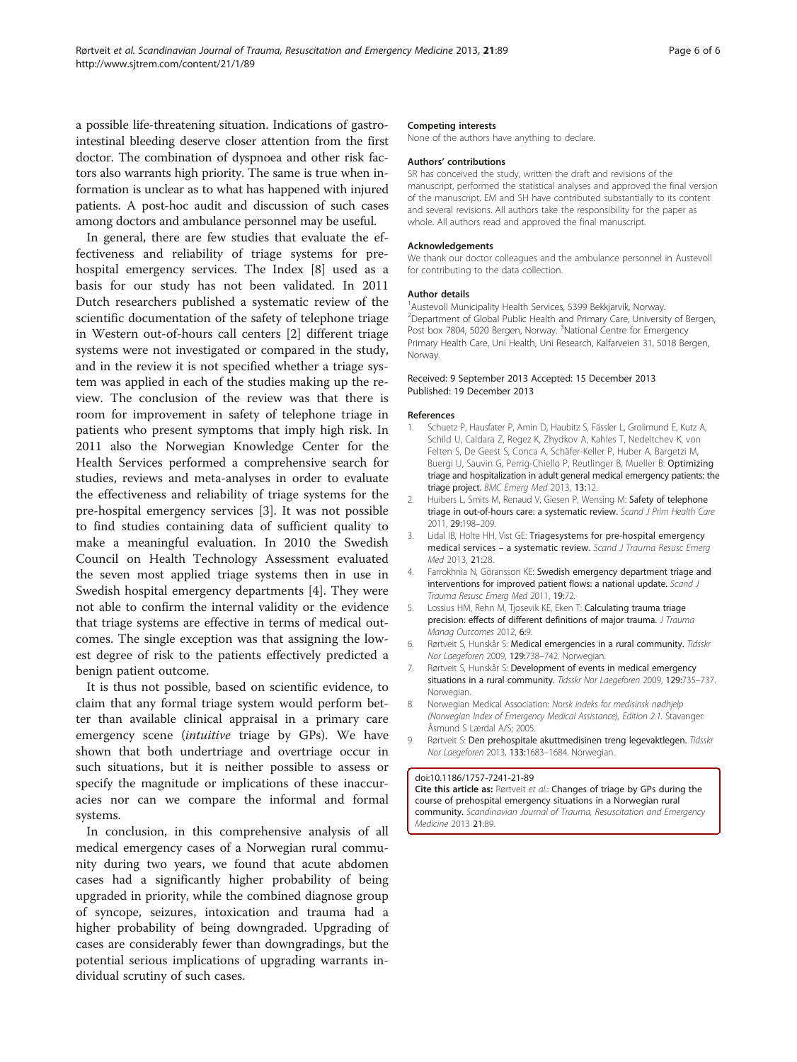a possible life-threatening situation. Indications of gastrointestinal bleeding deserve closer attention from the first doctor. The combination of dyspnoea and other risk factors also warrants high priority. The same is true when information is unclear as to what has happened with injured patients. A post-hoc audit and discussion of such cases among doctors and ambulance personnel may be useful.

In general, there are few studies that evaluate the effectiveness and reliability of triage systems for prehospital emergency services. The Index [8] used as a basis for our study has not been validated. In 2011 Dutch researchers published a systematic review of the scientific documentation of the safety of telephone triage in Western out-of-hours call centers [2] different triage systems were not investigated or compared in the study, and in the review it is not specified whether a triage system was applied in each of the studies making up the review. The conclusion of the review was that there is room for improvement in safety of telephone triage in patients who present symptoms that imply high risk. In 2011 also the Norwegian Knowledge Center for the Health Services performed a comprehensive search for studies, reviews and meta-analyses in order to evaluate the effectiveness and reliability of triage systems for the pre-hospital emergency services [3]. It was not possible to find studies containing data of sufficient quality to make a meaningful evaluation. In 2010 the Swedish Council on Health Technology Assessment evaluated the seven most applied triage systems then in use in Swedish hospital emergency departments [4]. They were not able to confirm the internal validity or the evidence that triage systems are effective in terms of medical outcomes. The single exception was that assigning the lowest degree of risk to the patients effectively predicted a benign patient outcome.

It is thus not possible, based on scientific evidence, to claim that any formal triage system would perform better than available clinical appraisal in a primary care emergency scene (*intuitive* triage by GPs). We have shown that both undertriage and overtriage occur in such situations, but it is neither possible to assess or specify the magnitude or implications of these inaccuracies nor can we compare the informal and formal systems.

In conclusion, in this comprehensive analysis of all medical emergency cases of a Norwegian rural community during two years, we found that acute abdomen cases had a significantly higher probability of being upgraded in priority, while the combined diagnose group of syncope, seizures, intoxication and trauma had a higher probability of being downgraded. Upgrading of cases are considerably fewer than downgradings, but the potential serious implications of upgrading warrants individual scrutiny of such cases.

#### Competing interests

None of the authors have anything to declare.

#### Authors' contributions

SR has conceived the study, written the draft and revisions of the manuscript, performed the statistical analyses and approved the final version of the manuscript. EM and SH have contributed substantially to its content and several revisions. All authors take the responsibility for the paper as whole. All authors read and approved the final manuscript.

#### Acknowledgements

We thank our doctor colleagues and the ambulance personnel in Austevoll for contributing to the data collection.

#### Author details

[1]Austevoll Municipality Health Services, 5399 Bekkjarvik, Norway. [2]Department of Global Public Health and Primary Care, University of Bergen, Post box 7804, 5020 Bergen, Norway. [3]National Centre for Emergency Primary Health Care, Uni Health, Uni Research, Kalfarveien 31, 5018 Bergen, Norway.

Received: 9 September 2013 Accepted: 15 December 2013
Published: 19 December 2013

#### References

1. Schuetz P, Hausfater P, Amin D, Haubitz S, Fässler L, Grolimund E, Kutz A, Schild U, Caldara Z, Regez K, Zhydkov A, Kahles T, Nedeltchev K, von Felten S, De Geest S, Conca A, Schäfer-Keller P, Huber A, Bargetzi M, Buergi U, Sauvin G, Perrig-Chiello P, Reutlinger B, Mueller B: **Optimizing triage and hospitalization in adult general medical emergency patients: the triage project.** *BMC Emerg Med* 2013, **13**:12.
2. Huibers L, Smits M, Renaud V, Giesen P, Wensing M: **Safety of telephone triage in out-of-hours care: a systematic review.** *Scand J Prim Health Care* 2011, **29**:198–209.
3. Lidal IB, Holte HH, Vist GE: **Triagesystems for pre-hospital emergency medical services – a systematic review.** *Scand J Trauma Resusc Emerg Med* 2013, **21**:28.
4. Farrokhnia N, Göransson KE: **Swedish emergency department triage and interventions for improved patient flows: a national update.** *Scand J Trauma Resusc Emerg Med* 2011, **19**:72.
5. Lossius HM, Rehn M, Tjosevik KE, Eken T: **Calculating trauma triage precision: effects of different definitions of major trauma.** *J Trauma Manag Outcomes* 2012, **6**:9.
6. Rørtveit S, Hunskår S: **Medical emergencies in a rural community.** *Tidsskr Nor Laegeforen* 2009, **129**:738–742. Norwegian.
7. Rørtveit S, Hunskår S: **Development of events in medical emergency situations in a rural community.** *Tidsskr Nor Laegeforen* 2009, **129**:735–737. Norwegian.
8. Norwegian Medical Association: *Norsk indeks for medisinsk nødhjelp (Norwegian Index of Emergency Medical Assistance), Edition 2.1.* Stavanger: Åsmund S Lærdal A/S; 2005.
9. Rørtveit S: **Den prehospitale akuttmedisinen treng legevaktlegen.** *Tidsskr Nor Laegeforen* 2013, **133**:1683–1684. Norwegian.

doi:10.1186/1757-7241-21-89
**Cite this article as:** Rørtveit *et al.*: Changes of triage by GPs during the course of prehospital emergency situations in a Norwegian rural community. *Scandinavian Journal of Trauma, Resuscitation and Emergency Medicine* 2013 **21**:89.